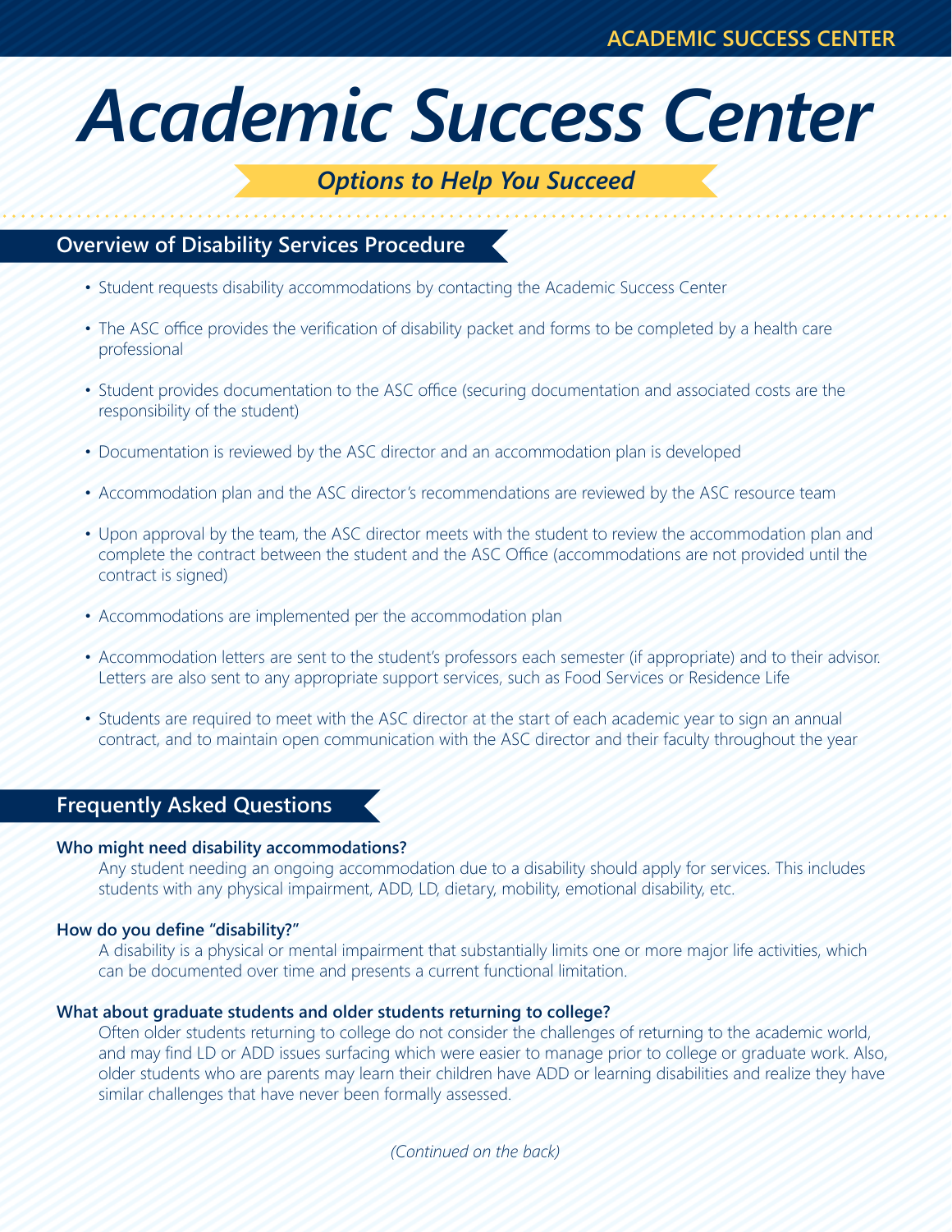# Academic Success Center

***Options to Help You Succeed***

## Overview of Disability Services Procedure

- Student requests disability accommodations by contacting the Academic Success Center
- The ASC office provides the verification of disability packet and forms to be completed by a health care professional
- Student provides documentation to the ASC office (securing documentation and associated costs are the responsibility of the student)
- Documentation is reviewed by the ASC director and an accommodation plan is developed
- Accommodation plan and the ASC director's recommendations are reviewed by the ASC resource team
- Upon approval by the team, the ASC director meets with the student to review the accommodation plan and complete the contract between the student and the ASC Office (accommodations are not provided until the contract is signed)
- Accommodations are implemented per the accommodation plan
- Accommodation letters are sent to the student's professors each semester (if appropriate) and to their advisor. Letters are also sent to any appropriate support services, such as Food Services or Residence Life
- Students are required to meet with the ASC director at the start of each academic year to sign an annual contract, and to maintain open communication with the ASC director and their faculty throughout the year

## Frequently Asked Questions

**Who might need disability accommodations?**

Any student needing an ongoing accommodation due to a disability should apply for services. This includes students with any physical impairment, ADD, LD, dietary, mobility, emotional disability, etc.

**How do you define "disability?"**

A disability is a physical or mental impairment that substantially limits one or more major life activities, which can be documented over time and presents a current functional limitation.

**What about graduate students and older students returning to college?**

Often older students returning to college do not consider the challenges of returning to the academic world, and may find LD or ADD issues surfacing which were easier to manage prior to college or graduate work. Also, older students who are parents may learn their children have ADD or learning disabilities and realize they have similar challenges that have never been formally assessed.

*(Continued on the back)*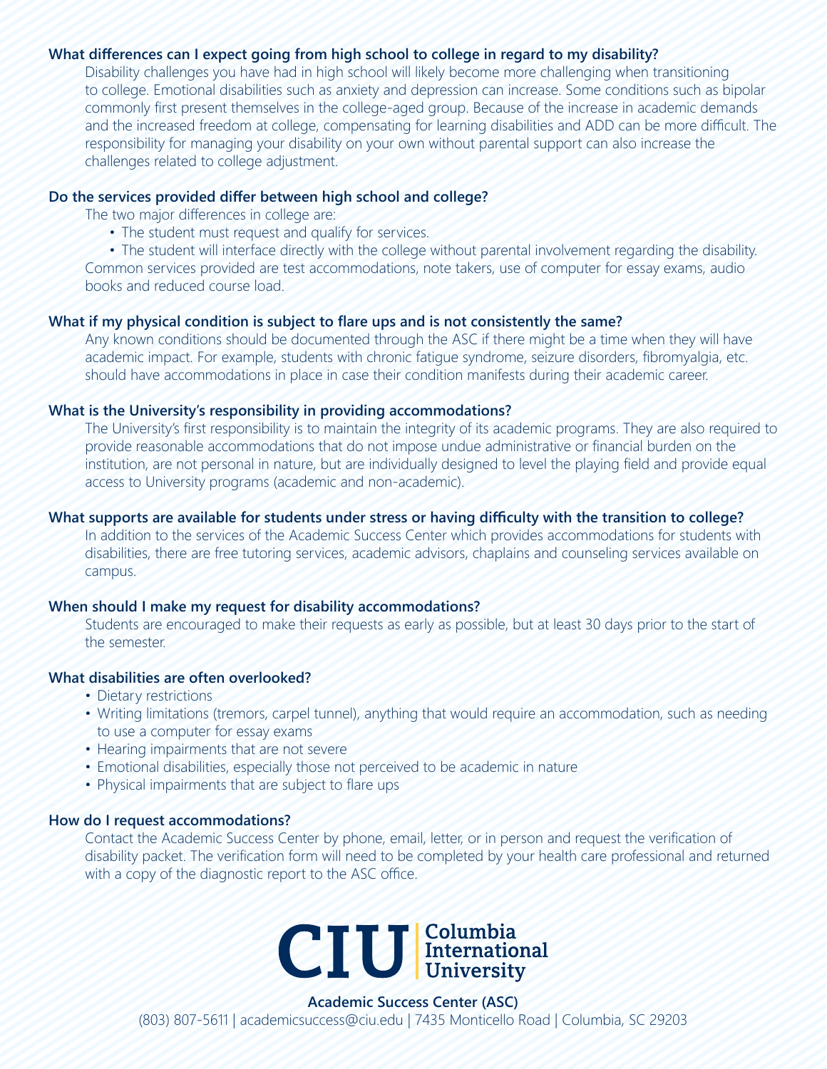**What differences can I expect going from high school to college in regard to my disability?**

Disability challenges you have had in high school will likely become more challenging when transitioning to college. Emotional disabilities such as anxiety and depression can increase. Some conditions such as bipolar commonly first present themselves in the college-aged group. Because of the increase in academic demands and the increased freedom at college, compensating for learning disabilities and ADD can be more difficult. The responsibility for managing your disability on your own without parental support can also increase the challenges related to college adjustment.

**Do the services provided differ between high school and college?**

The two major differences in college are:

- The student must request and qualify for services.
- The student will interface directly with the college without parental involvement regarding the disability.

Common services provided are test accommodations, note takers, use of computer for essay exams, audio books and reduced course load.

**What if my physical condition is subject to flare ups and is not consistently the same?**

Any known conditions should be documented through the ASC if there might be a time when they will have academic impact. For example, students with chronic fatigue syndrome, seizure disorders, fibromyalgia, etc. should have accommodations in place in case their condition manifests during their academic career.

**What is the University's responsibility in providing accommodations?**

The University's first responsibility is to maintain the integrity of its academic programs. They are also required to provide reasonable accommodations that do not impose undue administrative or financial burden on the institution, are not personal in nature, but are individually designed to level the playing field and provide equal access to University programs (academic and non-academic).

**What supports are available for students under stress or having difficulty with the transition to college?**

In addition to the services of the Academic Success Center which provides accommodations for students with disabilities, there are free tutoring services, academic advisors, chaplains and counseling services available on campus.

**When should I make my request for disability accommodations?**

Students are encouraged to make their requests as early as possible, but at least 30 days prior to the start of the semester.

**What disabilities are often overlooked?**

- Dietary restrictions
- Writing limitations (tremors, carpel tunnel), anything that would require an accommodation, such as needing to use a computer for essay exams
- Hearing impairments that are not severe
- Emotional disabilities, especially those not perceived to be academic in nature
- Physical impairments that are subject to flare ups

**How do I request accommodations?**

Contact the Academic Success Center by phone, email, letter, or in person and request the verification of disability packet. The verification form will need to be completed by your health care professional and returned with a copy of the diagnostic report to the ASC office.

CIU Columbia International University

**Academic Success Center (ASC)**

(803) 807-5611 | academicsuccess@ciu.edu | 7435 Monticello Road | Columbia, SC 29203